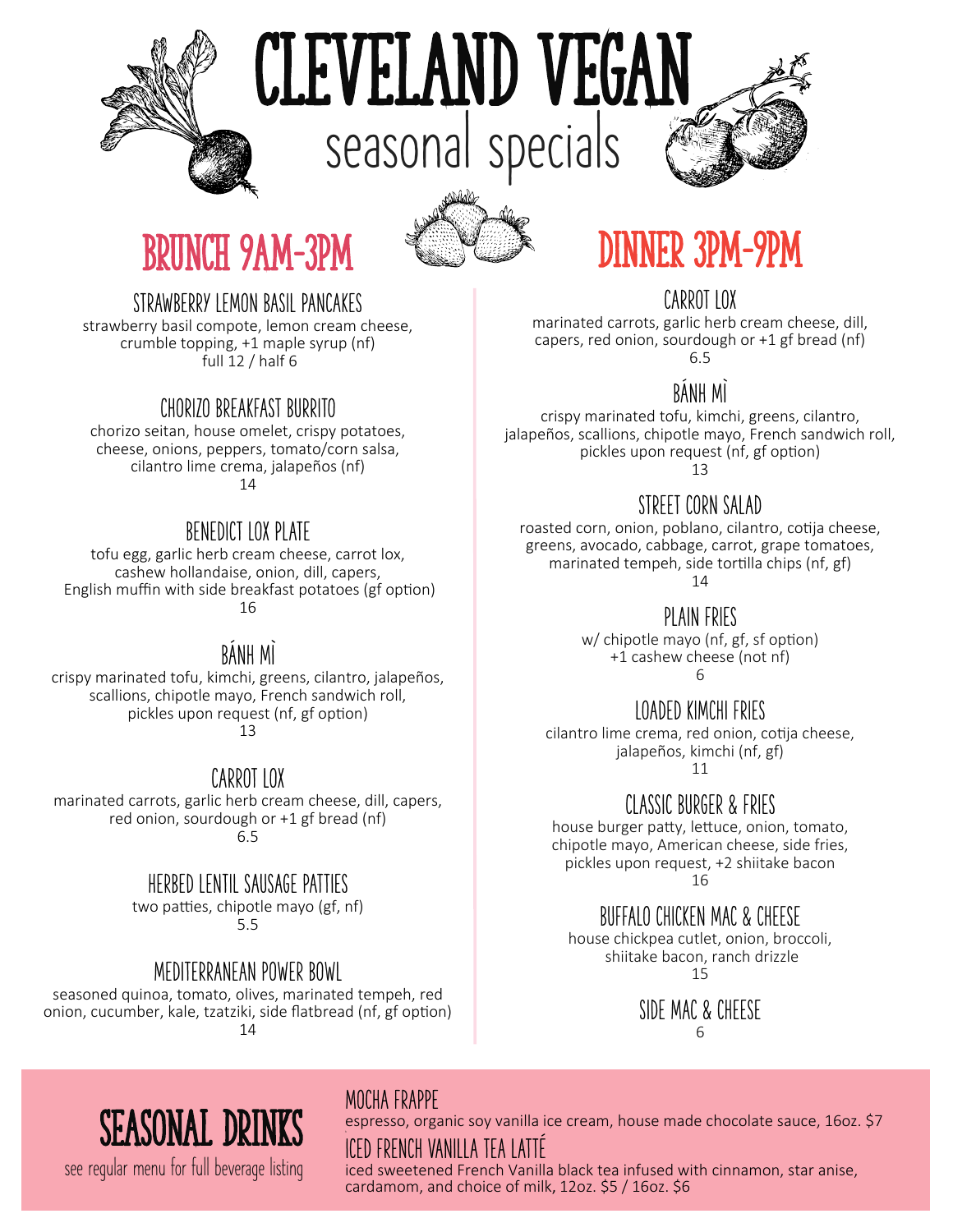# CLEVELAND VEGAN

seasonal specials

## BRUNCH 9AM-3PM

### STRAWBERRY LEMON BASIL PANCAKES

strawberry basil compote, lemon cream cheese, crumble topping, +1 maple syrup (nf)
full 12 / half 6

### CHORIZO BREAKFAST BURRITO

chorizo seitan, house omelet, crispy potatoes, cheese, onions, peppers, tomato/corn salsa, cilantro lime crema, jalapeños (nf)
14

### BENEDICT LOX PLATE

tofu egg, garlic herb cream cheese, carrot lox, cashew hollandaise, onion, dill, capers, English muffin with side breakfast potatoes (gf option)
16

### BÁNH MÌ

crispy marinated tofu, kimchi, greens, cilantro, jalapeños, scallions, chipotle mayo, French sandwich roll, pickles upon request (nf, gf option)
13

### CARROT LOX

marinated carrots, garlic herb cream cheese, dill, capers, red onion, sourdough or +1 gf bread (nf)
6.5

### HERBED LENTIL SAUSAGE PATTIES

two patties, chipotle mayo (gf, nf)
5.5

### MEDITERRANEAN POWER BOWL

seasoned quinoa, tomato, olives, marinated tempeh, red onion, cucumber, kale, tzatziki, side flatbread (nf, gf option)
14

## DINNER 3PM-9PM

### CARROT LOX

marinated carrots, garlic herb cream cheese, dill, capers, red onion, sourdough or +1 gf bread (nf)
6.5

### BÁNH MÌ

crispy marinated tofu, kimchi, greens, cilantro, jalapeños, scallions, chipotle mayo, French sandwich roll, pickles upon request (nf, gf option)
13

### STREET CORN SALAD

roasted corn, onion, poblano, cilantro, cotija cheese, greens, avocado, cabbage, carrot, grape tomatoes, marinated tempeh, side tortilla chips (nf, gf)
14

### PLAIN FRIES

w/ chipotle mayo (nf, gf, sf option)
+1 cashew cheese (not nf)
6

### LOADED KIMCHI FRIES

cilantro lime crema, red onion, cotija cheese, jalapeños, kimchi (nf, gf)
11

### CLASSIC BURGER & FRIES

house burger patty, lettuce, onion, tomato, chipotle mayo, American cheese, side fries, pickles upon request, +2 shiitake bacon
16

### BUFFALO CHICKEN MAC & CHEESE

house chickpea cutlet, onion, broccoli, shiitake bacon, ranch drizzle
15

### SIDE MAC & CHEESE

6

## SEASONAL DRINKS

see regular menu for full beverage listing

### MOCHA FRAPPE

espresso, organic soy vanilla ice cream, house made chocolate sauce, 16oz. $7

### ICED FRENCH VANILLA TEA LATTÉ

iced sweetened French Vanilla black tea infused with cinnamon, star anise, cardamom, and choice of milk, 12oz. $5 / 16oz. $6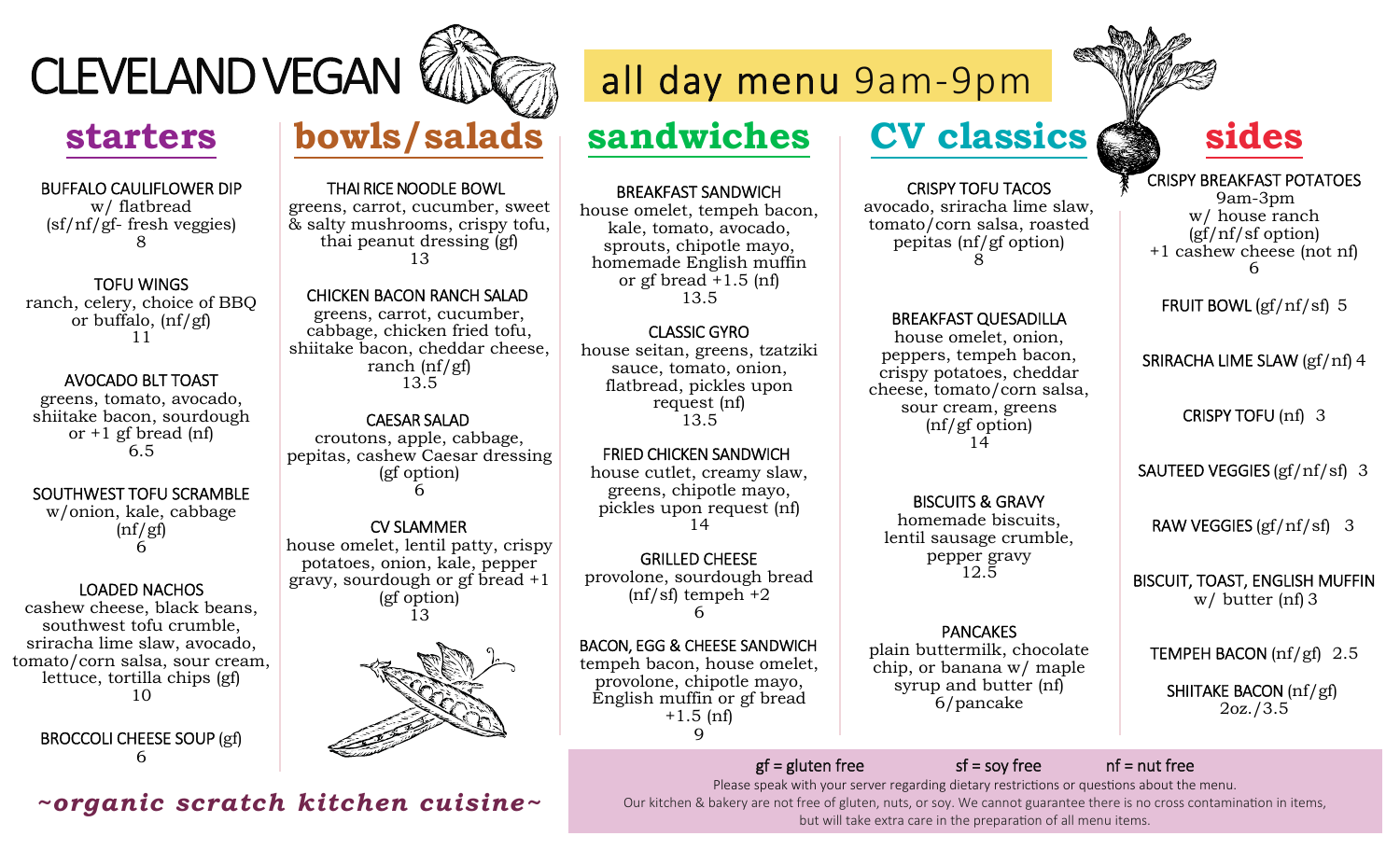# CLEVELAND VEGAN

## all day menu 9am-9pm

## starters

**BUFFALO CAULIFLOWER DIP**
w/ flatbread
(sf/nf/gf- fresh veggies)
8

**TOFU WINGS**
ranch, celery, choice of BBQ or buffalo, (nf/gf)
11

**AVOCADO BLT TOAST**
greens, tomato, avocado, shiitake bacon, sourdough or +1 gf bread (nf)
6.5

**SOUTHWEST TOFU SCRAMBLE**
w/onion, kale, cabbage
(nf/gf)
6

**LOADED NACHOS**
cashew cheese, black beans, southwest tofu crumble, sriracha lime slaw, avocado, tomato/corn salsa, sour cream, lettuce, tortilla chips (gf)
10

**BROCCOLI CHEESE SOUP** (gf)
6

## bowls/salads

**THAI RICE NOODLE BOWL**
greens, carrot, cucumber, sweet & salty mushrooms, crispy tofu, thai peanut dressing (gf)
13

**CHICKEN BACON RANCH SALAD**
greens, carrot, cucumber, cabbage, chicken fried tofu, shiitake bacon, cheddar cheese, ranch (nf/gf)
13.5

**CAESAR SALAD**
croutons, apple, cabbage, pepitas, cashew Caesar dressing (gf option)
6

**CV SLAMMER**
house omelet, lentil patty, crispy potatoes, onion, kale, pepper gravy, sourdough or gf bread +1 (gf option)
13

*~organic scratch kitchen cuisine~*

## sandwiches

**BREAKFAST SANDWICH**
house omelet, tempeh bacon, kale, tomato, avocado, sprouts, chipotle mayo, homemade English muffin or gf bread +1.5 (nf)
13.5

**CLASSIC GYRO**
house seitan, greens, tzatziki sauce, tomato, onion, flatbread, pickles upon request (nf)
13.5

**FRIED CHICKEN SANDWICH**
house cutlet, creamy slaw, greens, chipotle mayo, pickles upon request (nf)
14

**GRILLED CHEESE**
provolone, sourdough bread (nf/sf) tempeh +2
6

**BACON, EGG & CHEESE SANDWICH**
tempeh bacon, house omelet, provolone, chipotle mayo, English muffin or gf bread +1.5 (nf)
9

## CV classics

**CRISPY TOFU TACOS**
avocado, sriracha lime slaw, tomato/corn salsa, roasted pepitas (nf/gf option)
8

**BREAKFAST QUESADILLA**
house omelet, onion, peppers, tempeh bacon, crispy potatoes, cheddar cheese, tomato/corn salsa, sour cream, greens (nf/gf option)
14

**BISCUITS & GRAVY**
homemade biscuits, lentil sausage crumble, pepper gravy
12.5

**PANCAKES**
plain buttermilk, chocolate chip, or banana w/ maple syrup and butter (nf)
6/pancake

## sides

**CRISPY BREAKFAST POTATOES**
9am-3pm
w/ house ranch
(gf/nf/sf option)
+1 cashew cheese (not nf)
6

**FRUIT BOWL** (gf/nf/sf) 5

**SRIRACHA LIME SLAW** (gf/nf) 4

**CRISPY TOFU** (nf) 3

**SAUTEED VEGGIES** (gf/nf/sf) 3

**RAW VEGGIES** (gf/nf/sf) 3

**BISCUIT, TOAST, ENGLISH MUFFIN**
w/ butter (nf) 3

**TEMPEH BACON** (nf/gf) 2.5

**SHIITAKE BACON** (nf/gf)
2oz./3.5

gf = gluten free sf = soy free nf = nut free

Please speak with your server regarding dietary restrictions or questions about the menu.
Our kitchen & bakery are not free of gluten, nuts, or soy. We cannot guarantee there is no cross contamination in items, but will take extra care in the preparation of all menu items.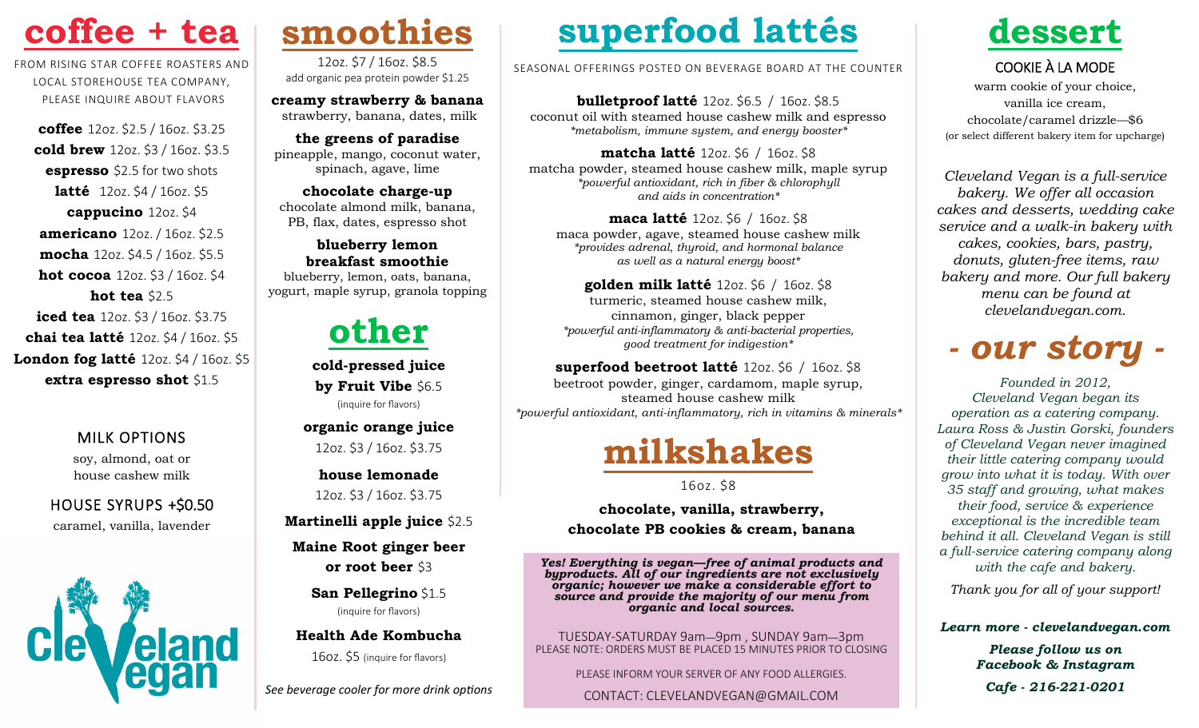# coffee + tea

FROM RISING STAR COFFEE ROASTERS AND LOCAL STOREHOUSE TEA COMPANY, PLEASE INQUIRE ABOUT FLAVORS

**coffee** 12oz. $2.5 / 16oz. $3.25
**cold brew** 12oz. $3 / 16oz. $3.5
**espresso** $2.5 for two shots
**latté** 12oz. $4 / 16oz. $5
**cappucino** 12oz. $4
**americano** 12oz. / 16oz. $2.5
**mocha** 12oz. $4.5 / 16oz. $5.5
**hot cocoa** 12oz. $3 / 16oz. $4
**hot tea** $2.5
**iced tea** 12oz. $3 / 16oz. $3.75
**chai tea latté** 12oz. $4 / 16oz. $5
**London fog latté** 12oz. $4 / 16oz. $5
**extra espresso shot** $1.5

## MILK OPTIONS

soy, almond, oat or house cashew milk

## HOUSE SYRUPS +$0.50

caramel, vanilla, lavender

Cleveland Vegan

# smoothies

12oz. $7 / 16oz. $8.5
add organic pea protein powder $1.25

**creamy strawberry & banana**
strawberry, banana, dates, milk

**the greens of paradise**
pineapple, mango, coconut water, spinach, agave, lime

**chocolate charge-up**
chocolate almond milk, banana, PB, flax, dates, espresso shot

**blueberry lemon breakfast smoothie**
blueberry, lemon, oats, banana, yogurt, maple syrup, granola topping

# other

**cold-pressed juice by Fruit Vibe** $6.5
(inquire for flavors)

**organic orange juice**
12oz. $3 / 16oz. $3.75

**house lemonade**
12oz. $3 / 16oz. $3.75

**Martinelli apple juice** $2.5

**Maine Root ginger beer or root beer** $3

**San Pellegrino** $1.5
(inquire for flavors)

**Health Ade Kombucha**
16oz. $5 (inquire for flavors)

*See beverage cooler for more drink options*

# superfood lattés

SEASONAL OFFERINGS POSTED ON BEVERAGE BOARD AT THE COUNTER

**bulletproof latté** 12oz. $6.5 / 16oz. $8.5
coconut oil with steamed house cashew milk and espresso
*\*metabolism, immune system, and energy booster\**

**matcha latté** 12oz. $6 / 16oz. $8
matcha powder, steamed house cashew milk, maple syrup
*\*powerful antioxidant, rich in fiber & chlorophyll and aids in concentration\**

**maca latté** 12oz. $6 / 16oz. $8
maca powder, agave, steamed house cashew milk
*\*provides adrenal, thyroid, and hormonal balance as well as a natural energy boost\**

**golden milk latté** 12oz. $6 / 16oz. $8
turmeric, steamed house cashew milk, cinnamon, ginger, black pepper
*\*powerful anti-inflammatory & anti-bacterial properties, good treatment for indigestion\**

**superfood beetroot latté** 12oz. $6 / 16oz. $8
beetroot powder, ginger, cardamom, maple syrup, steamed house cashew milk
*\*powerful antioxidant, anti-inflammatory, rich in vitamins & minerals\**

# milkshakes

16oz. $8

**chocolate, vanilla, strawberry, chocolate PB cookies & cream, banana**

***Yes! Everything is vegan—free of animal products and byproducts. All of our ingredients are not exclusively organic; however we make a considerable effort to source and provide the majority of our menu from organic and local sources.***

TUESDAY-SATURDAY 9am—9pm , SUNDAY 9am—3pm
PLEASE NOTE: ORDERS MUST BE PLACED 15 MINUTES PRIOR TO CLOSING

PLEASE INFORM YOUR SERVER OF ANY FOOD ALLERGIES.

CONTACT: CLEVELANDVEGAN@GMAIL.COM

# dessert

## COOKIE À LA MODE

warm cookie of your choice, vanilla ice cream, chocolate/caramel drizzle—$6
(or select different bakery item for upcharge)

*Cleveland Vegan is a full-service bakery. We offer all occasion cakes and desserts, wedding cake service and a walk-in bakery with cakes, cookies, bars, pastry, donuts, gluten-free items, raw bakery and more. Our full bakery menu can be found at clevelandvegan.com.*

# - our story -

*Founded in 2012, Cleveland Vegan began its operation as a catering company. Laura Ross & Justin Gorski, founders of Cleveland Vegan never imagined their little catering company would grow into what it is today. With over 35 staff and growing, what makes their food, service & experience exceptional is the incredible team behind it all. Cleveland Vegan is still a full-service catering company along with the cafe and bakery.*

*Thank you for all of your support!*

***Learn more - clevelandvegan.com***

***Please follow us on Facebook & Instagram***

***Cafe - 216-221-0201***